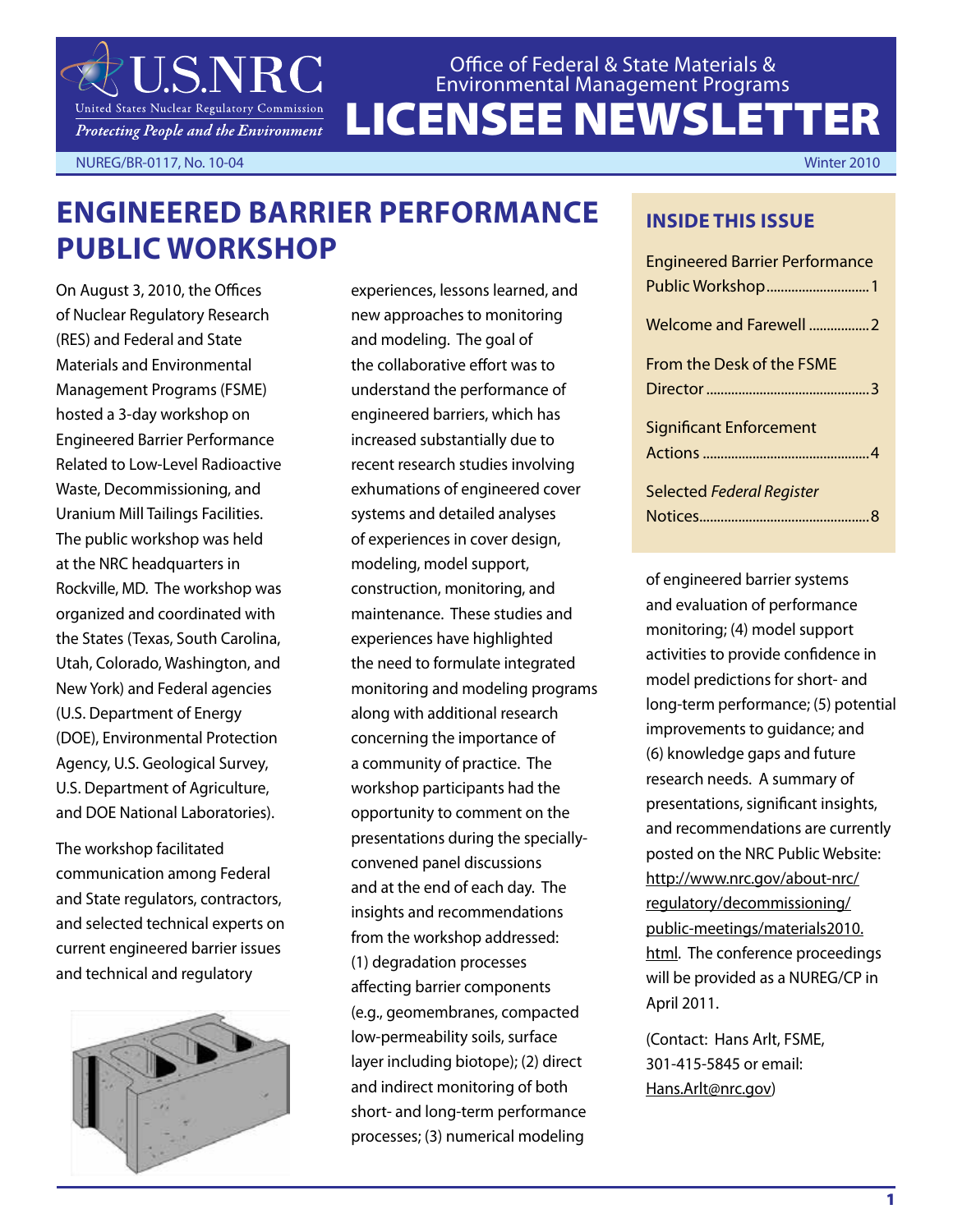# U.S.NRC

United States Nuclear Regulatory Commission

*Protecting People and the Environment*

Office of Federal & State Materials & Environmental Management Programs

# LICENSEE NEWSLETTER

NUREG/BR-0117, No. 10-04 Winter 2010

## ENGINEERED BARRIER PERFORMANCE PUBLIC WORKSHOP

On August 3, 2010, the Offices of Nuclear Regulatory Research (RES) and Federal and State Materials and Environmental Management Programs (FSME) hosted a 3-day workshop on Engineered Barrier Performance Related to Low-Level Radioactive Waste, Decommissioning, and Uranium Mill Tailings Facilities. The public workshop was held at the NRC headquarters in Rockville, MD. The workshop was organized and coordinated with the States (Texas, South Carolina, Utah, Colorado, Washington, and New York) and Federal agencies (U.S. Department of Energy (DOE), Environmental Protection Agency, U.S. Geological Survey, U.S. Department of Agriculture, and DOE National Laboratories).

The workshop facilitated communication among Federal and State regulators, contractors, and selected technical experts on current engineered barrier issues and technical and regulatory experiences, lessons learned, and new approaches to monitoring and modeling. The goal of the collaborative effort was to understand the performance of engineered barriers, which has increased substantially due to recent research studies involving exhumations of engineered cover systems and detailed analyses of experiences in cover design, modeling, model support, construction, monitoring, and maintenance. These studies and experiences have highlighted the need to formulate integrated monitoring and modeling programs along with additional research concerning the importance of a community of practice. The workshop participants had the opportunity to comment on the presentations during the specially-convened panel discussions and at the end of each day. The insights and recommendations from the workshop addressed: (1) degradation processes affecting barrier components (e.g., geomembranes, compacted low-permeability soils, surface layer including biotope); (2) direct and indirect monitoring of both short- and long-term performance processes; (3) numerical modeling of engineered barrier systems and evaluation of performance monitoring; (4) model support activities to provide confidence in model predictions for short- and long-term performance; (5) potential improvements to guidance; and (6) knowledge gaps and future research needs. A summary of presentations, significant insights, and recommendations are currently posted on the NRC Public Website: http://www.nrc.gov/about-nrc/regulatory/decommissioning/public-meetings/materials2010.html. The conference proceedings will be provided as a NUREG/CP in April 2011.

(Contact: Hans Arlt, FSME, 301-415-5845 or email: Hans.Arlt@nrc.gov)

### INSIDE THIS ISSUE

- Engineered Barrier Performance Public Workshop ........ 1
- Welcome and Farewell ........ 2
- From the Desk of the FSME Director ........ 3
- Significant Enforcement Actions ........ 4
- Selected *Federal Register* Notices ........ 8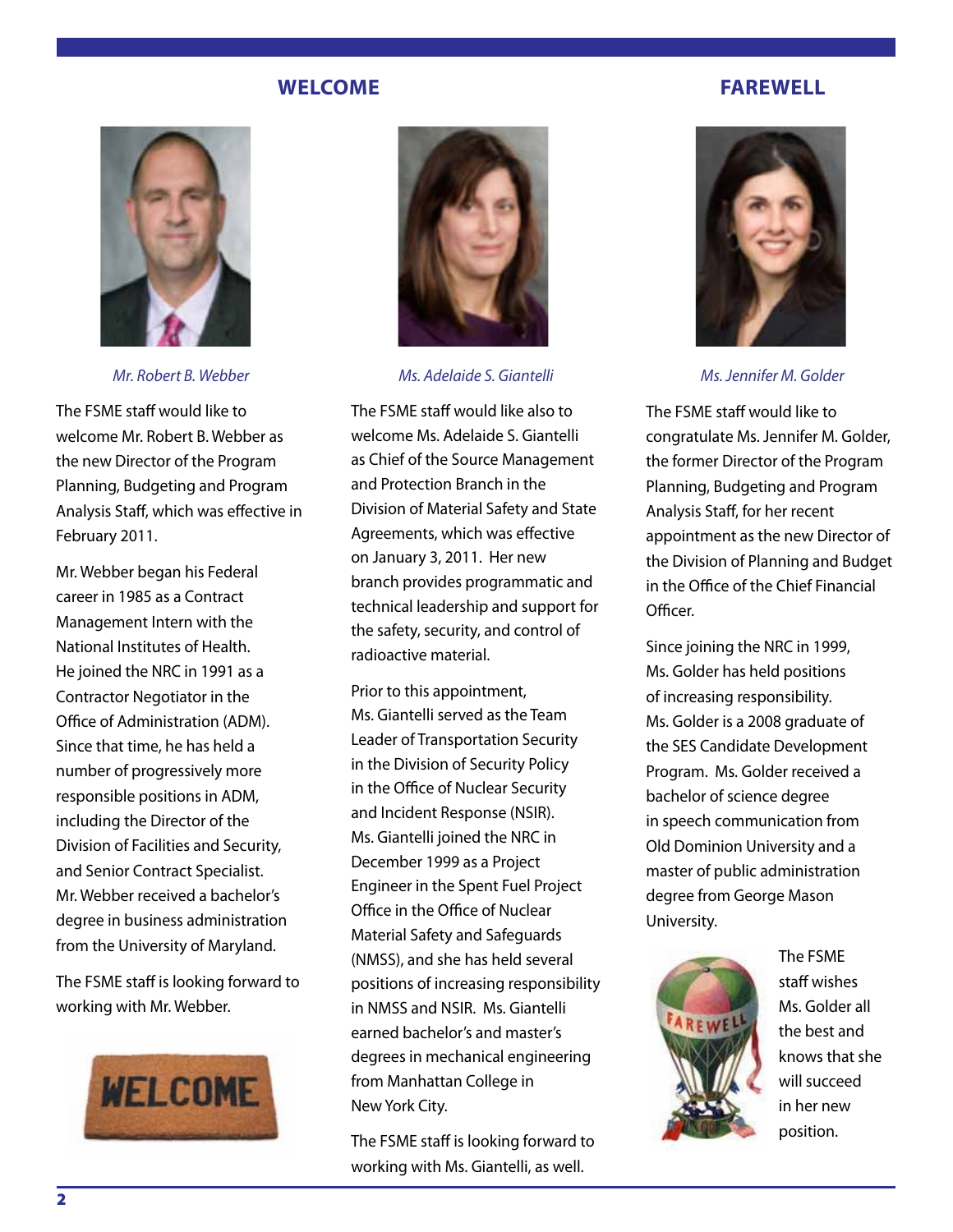## WELCOME

*Mr. Robert B. Webber*

The FSME staff would like to welcome Mr. Robert B. Webber as the new Director of the Program Planning, Budgeting and Program Analysis Staff, which was effective in February 2011.

Mr. Webber began his Federal career in 1985 as a Contract Management Intern with the National Institutes of Health. He joined the NRC in 1991 as a Contractor Negotiator in the Office of Administration (ADM). Since that time, he has held a number of progressively more responsible positions in ADM, including the Director of the Division of Facilities and Security, and Senior Contract Specialist. Mr. Webber received a bachelor's degree in business administration from the University of Maryland.

The FSME staff is looking forward to working with Mr. Webber.

*Ms. Adelaide S. Giantelli*

The FSME staff would like also to welcome Ms. Adelaide S. Giantelli as Chief of the Source Management and Protection Branch in the Division of Material Safety and State Agreements, which was effective on January 3, 2011. Her new branch provides programmatic and technical leadership and support for the safety, security, and control of radioactive material.

Prior to this appointment, Ms. Giantelli served as the Team Leader of Transportation Security in the Division of Security Policy in the Office of Nuclear Security and Incident Response (NSIR). Ms. Giantelli joined the NRC in December 1999 as a Project Engineer in the Spent Fuel Project Office in the Office of Nuclear Material Safety and Safeguards (NMSS), and she has held several positions of increasing responsibility in NMSS and NSIR. Ms. Giantelli earned bachelor's and master's degrees in mechanical engineering from Manhattan College in New York City.

The FSME staff is looking forward to working with Ms. Giantelli, as well.

## FAREWELL

*Ms. Jennifer M. Golder*

The FSME staff would like to congratulate Ms. Jennifer M. Golder, the former Director of the Program Planning, Budgeting and Program Analysis Staff, for her recent appointment as the new Director of the Division of Planning and Budget in the Office of the Chief Financial Officer.

Since joining the NRC in 1999, Ms. Golder has held positions of increasing responsibility. Ms. Golder is a 2008 graduate of the SES Candidate Development Program. Ms. Golder received a bachelor of science degree in speech communication from Old Dominion University and a master of public administration degree from George Mason University.

The FSME staff wishes Ms. Golder all the best and knows that she will succeed in her new position.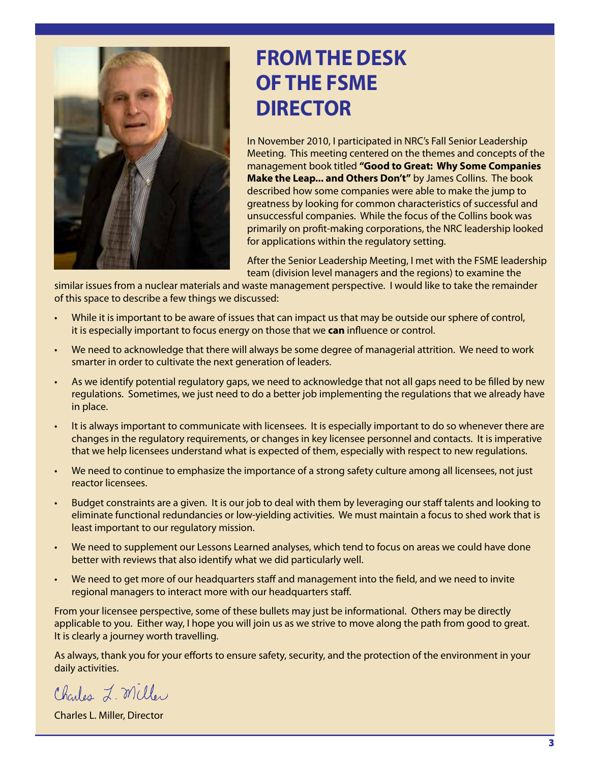# FROM THE DESK OF THE FSME DIRECTOR

In November 2010, I participated in NRC's Fall Senior Leadership Meeting. This meeting centered on the themes and concepts of the management book titled **"Good to Great: Why Some Companies Make the Leap... and Others Don't"** by James Collins. The book described how some companies were able to make the jump to greatness by looking for common characteristics of successful and unsuccessful companies. While the focus of the Collins book was primarily on profit-making corporations, the NRC leadership looked for applications within the regulatory setting.

After the Senior Leadership Meeting, I met with the FSME leadership team (division level managers and the regions) to examine the similar issues from a nuclear materials and waste management perspective. I would like to take the remainder of this space to describe a few things we discussed:

- While it is important to be aware of issues that can impact us that may be outside our sphere of control, it is especially important to focus energy on those that we **can** influence or control.
- We need to acknowledge that there will always be some degree of managerial attrition. We need to work smarter in order to cultivate the next generation of leaders.
- As we identify potential regulatory gaps, we need to acknowledge that not all gaps need to be filled by new regulations. Sometimes, we just need to do a better job implementing the regulations that we already have in place.
- It is always important to communicate with licensees. It is especially important to do so whenever there are changes in the regulatory requirements, or changes in key licensee personnel and contacts. It is imperative that we help licensees understand what is expected of them, especially with respect to new regulations.
- We need to continue to emphasize the importance of a strong safety culture among all licensees, not just reactor licensees.
- Budget constraints are a given. It is our job to deal with them by leveraging our staff talents and looking to eliminate functional redundancies or low-yielding activities. We must maintain a focus to shed work that is least important to our regulatory mission.
- We need to supplement our Lessons Learned analyses, which tend to focus on areas we could have done better with reviews that also identify what we did particularly well.
- We need to get more of our headquarters staff and management into the field, and we need to invite regional managers to interact more with our headquarters staff.

From your licensee perspective, some of these bullets may just be informational. Others may be directly applicable to you. Either way, I hope you will join us as we strive to move along the path from good to great. It is clearly a journey worth travelling.

As always, thank you for your efforts to ensure safety, security, and the protection of the environment in your daily activities.

*Charles L. Miller*

Charles L. Miller, Director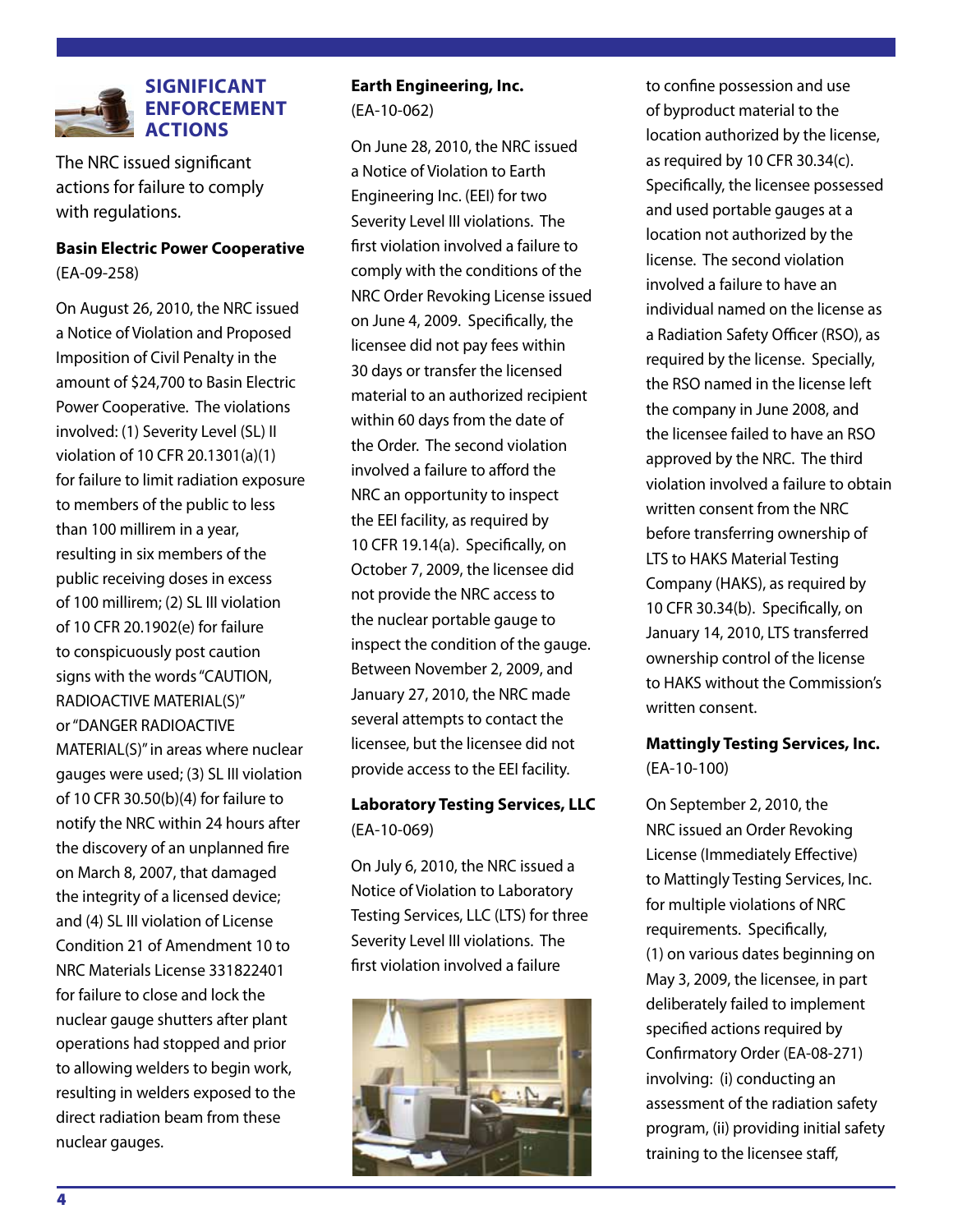## SIGNIFICANT ENFORCEMENT ACTIONS

The NRC issued significant actions for failure to comply with regulations.

**Basin Electric Power Cooperative**
(EA-09-258)

On August 26, 2010, the NRC issued a Notice of Violation and Proposed Imposition of Civil Penalty in the amount of $24,700 to Basin Electric Power Cooperative. The violations involved: (1) Severity Level (SL) II violation of 10 CFR 20.1301(a)(1) for failure to limit radiation exposure to members of the public to less than 100 millirem in a year, resulting in six members of the public receiving doses in excess of 100 millirem; (2) SL III violation of 10 CFR 20.1902(e) for failure to conspicuously post caution signs with the words "CAUTION, RADIOACTIVE MATERIAL(S)" or "DANGER RADIOACTIVE MATERIAL(S)" in areas where nuclear gauges were used; (3) SL III violation of 10 CFR 30.50(b)(4) for failure to notify the NRC within 24 hours after the discovery of an unplanned fire on March 8, 2007, that damaged the integrity of a licensed device; and (4) SL III violation of License Condition 21 of Amendment 10 to NRC Materials License 331822401 for failure to close and lock the nuclear gauge shutters after plant operations had stopped and prior to allowing welders to begin work, resulting in welders exposed to the direct radiation beam from these nuclear gauges.

**Earth Engineering, Inc.**
(EA-10-062)

On June 28, 2010, the NRC issued a Notice of Violation to Earth Engineering Inc. (EEI) for two Severity Level III violations. The first violation involved a failure to comply with the conditions of the NRC Order Revoking License issued on June 4, 2009. Specifically, the licensee did not pay fees within 30 days or transfer the licensed material to an authorized recipient within 60 days from the date of the Order. The second violation involved a failure to afford the NRC an opportunity to inspect the EEI facility, as required by 10 CFR 19.14(a). Specifically, on October 7, 2009, the licensee did not provide the NRC access to the nuclear portable gauge to inspect the condition of the gauge. Between November 2, 2009, and January 27, 2010, the NRC made several attempts to contact the licensee, but the licensee did not provide access to the EEI facility.

**Laboratory Testing Services, LLC**
(EA-10-069)

On July 6, 2010, the NRC issued a Notice of Violation to Laboratory Testing Services, LLC (LTS) for three Severity Level III violations. The first violation involved a failure to confine possession and use of byproduct material to the location authorized by the license, as required by 10 CFR 30.34(c). Specifically, the licensee possessed and used portable gauges at a location not authorized by the license. The second violation involved a failure to have an individual named on the license as a Radiation Safety Officer (RSO), as required by the license. Specially, the RSO named in the license left the company in June 2008, and the licensee failed to have an RSO approved by the NRC. The third violation involved a failure to obtain written consent from the NRC before transferring ownership of LTS to HAKS Material Testing Company (HAKS), as required by 10 CFR 30.34(b). Specifically, on January 14, 2010, LTS transferred ownership control of the license to HAKS without the Commission's written consent.

**Mattingly Testing Services, Inc.**
(EA-10-100)

On September 2, 2010, the NRC issued an Order Revoking License (Immediately Effective) to Mattingly Testing Services, Inc. for multiple violations of NRC requirements. Specifically, (1) on various dates beginning on May 3, 2009, the licensee, in part deliberately failed to implement specified actions required by Confirmatory Order (EA-08-271) involving: (i) conducting an assessment of the radiation safety program, (ii) providing initial safety training to the licensee staff,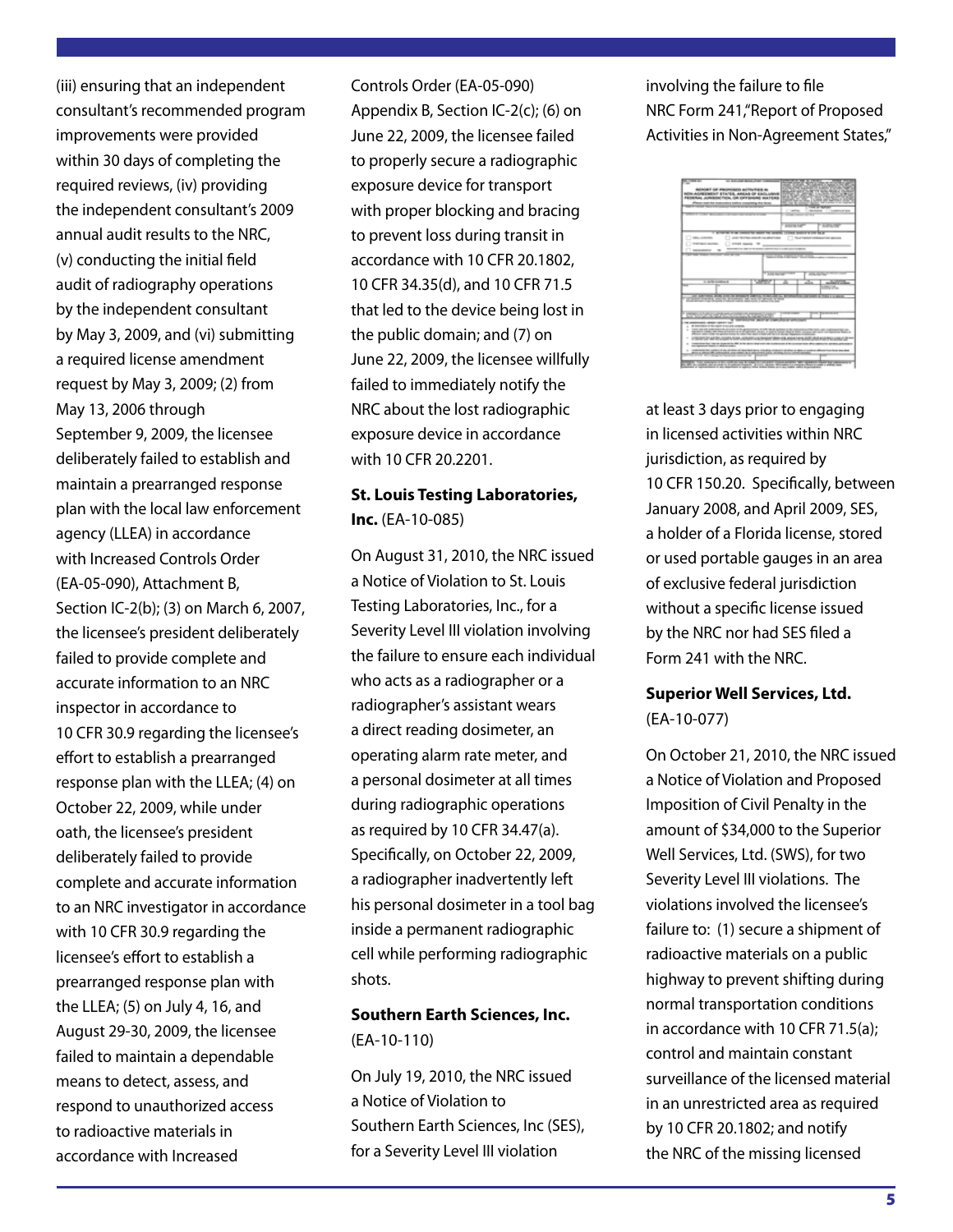(iii) ensuring that an independent consultant's recommended program improvements were provided within 30 days of completing the required reviews, (iv) providing the independent consultant's 2009 annual audit results to the NRC, (v) conducting the initial field audit of radiography operations by the independent consultant by May 3, 2009, and (vi) submitting a required license amendment request by May 3, 2009; (2) from May 13, 2006 through September 9, 2009, the licensee deliberately failed to establish and maintain a prearranged response plan with the local law enforcement agency (LLEA) in accordance with Increased Controls Order (EA-05-090), Attachment B, Section IC-2(b); (3) on March 6, 2007, the licensee's president deliberately failed to provide complete and accurate information to an NRC inspector in accordance to 10 CFR 30.9 regarding the licensee's effort to establish a prearranged response plan with the LLEA; (4) on October 22, 2009, while under oath, the licensee's president deliberately failed to provide complete and accurate information to an NRC investigator in accordance with 10 CFR 30.9 regarding the licensee's effort to establish a prearranged response plan with the LLEA; (5) on July 4, 16, and August 29-30, 2009, the licensee failed to maintain a dependable means to detect, assess, and respond to unauthorized access to radioactive materials in accordance with Increased Controls Order (EA-05-090) Appendix B, Section IC-2(c); (6) on June 22, 2009, the licensee failed to properly secure a radiographic exposure device for transport with proper blocking and bracing to prevent loss during transit in accordance with 10 CFR 20.1802, 10 CFR 34.35(d), and 10 CFR 71.5 that led to the device being lost in the public domain; and (7) on June 22, 2009, the licensee willfully failed to immediately notify the NRC about the lost radiographic exposure device in accordance with 10 CFR 20.2201.

**St. Louis Testing Laboratories, Inc.** (EA-10-085)

On August 31, 2010, the NRC issued a Notice of Violation to St. Louis Testing Laboratories, Inc., for a Severity Level III violation involving the failure to ensure each individual who acts as a radiographer or a radiographer's assistant wears a direct reading dosimeter, an operating alarm rate meter, and a personal dosimeter at all times during radiographic operations as required by 10 CFR 34.47(a). Specifically, on October 22, 2009, a radiographer inadvertently left his personal dosimeter in a tool bag inside a permanent radiographic cell while performing radiographic shots.

**Southern Earth Sciences, Inc.** (EA-10-110)

On July 19, 2010, the NRC issued a Notice of Violation to Southern Earth Sciences, Inc (SES), for a Severity Level III violation involving the failure to file NRC Form 241,"Report of Proposed Activities in Non-Agreement States," at least 3 days prior to engaging in licensed activities within NRC jurisdiction, as required by 10 CFR 150.20. Specifically, between January 2008, and April 2009, SES, a holder of a Florida license, stored or used portable gauges in an area of exclusive federal jurisdiction without a specific license issued by the NRC nor had SES filed a Form 241 with the NRC.

**Superior Well Services, Ltd.** (EA-10-077)

On October 21, 2010, the NRC issued a Notice of Violation and Proposed Imposition of Civil Penalty in the amount of $34,000 to the Superior Well Services, Ltd. (SWS), for two Severity Level III violations. The violations involved the licensee's failure to: (1) secure a shipment of radioactive materials on a public highway to prevent shifting during normal transportation conditions in accordance with 10 CFR 71.5(a); control and maintain constant surveillance of the licensed material in an unrestricted area as required by 10 CFR 20.1802; and notify the NRC of the missing licensed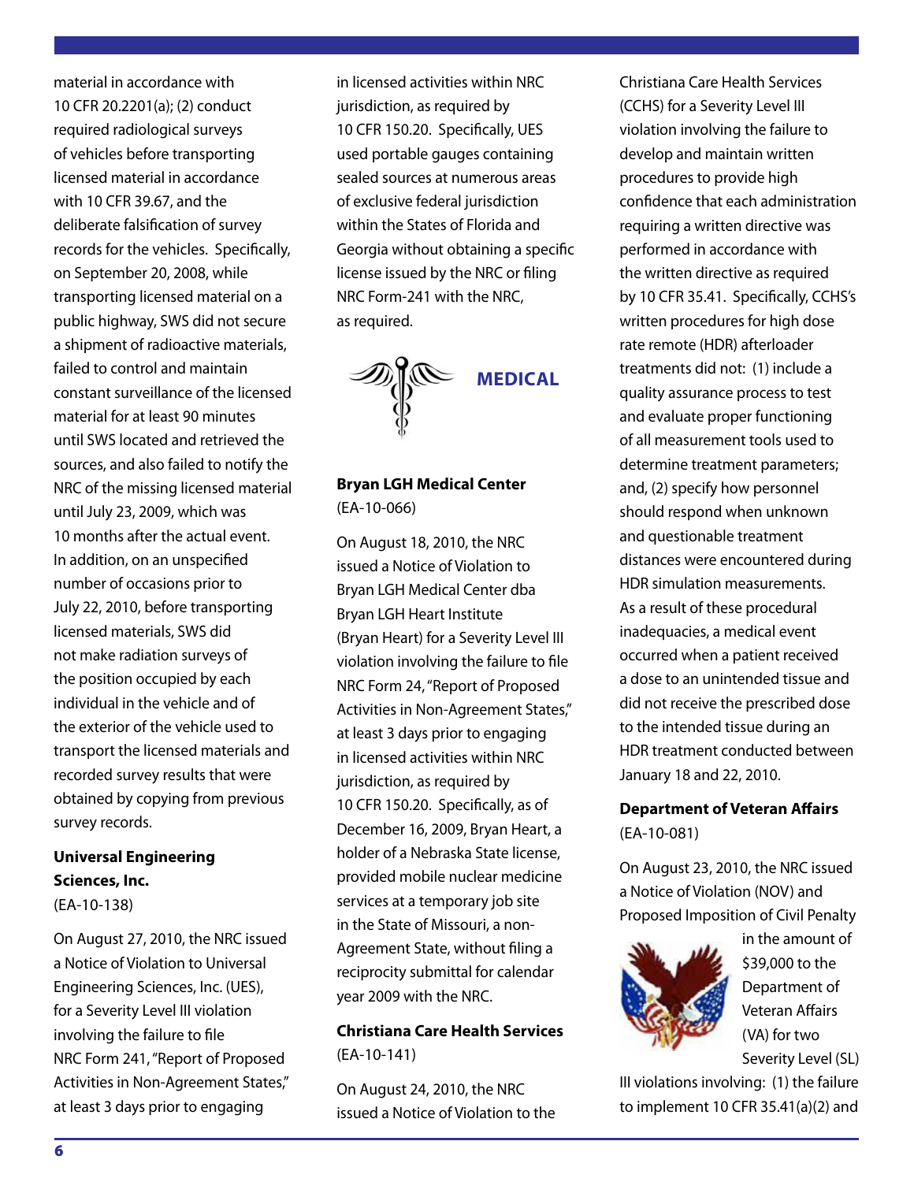material in accordance with 10 CFR 20.2201(a); (2) conduct required radiological surveys of vehicles before transporting licensed material in accordance with 10 CFR 39.67, and the deliberate falsification of survey records for the vehicles. Specifically, on September 20, 2008, while transporting licensed material on a public highway, SWS did not secure a shipment of radioactive materials, failed to control and maintain constant surveillance of the licensed material for at least 90 minutes until SWS located and retrieved the sources, and also failed to notify the NRC of the missing licensed material until July 23, 2009, which was 10 months after the actual event. In addition, on an unspecified number of occasions prior to July 22, 2010, before transporting licensed materials, SWS did not make radiation surveys of the position occupied by each individual in the vehicle and of the exterior of the vehicle used to transport the licensed materials and recorded survey results that were obtained by copying from previous survey records.

**Universal Engineering Sciences, Inc.**
(EA-10-138)

On August 27, 2010, the NRC issued a Notice of Violation to Universal Engineering Sciences, Inc. (UES), for a Severity Level III violation involving the failure to file NRC Form 241, "Report of Proposed Activities in Non-Agreement States," at least 3 days prior to engaging in licensed activities within NRC jurisdiction, as required by 10 CFR 150.20. Specifically, UES used portable gauges containing sealed sources at numerous areas of exclusive federal jurisdiction within the States of Florida and Georgia without obtaining a specific license issued by the NRC or filing NRC Form-241 with the NRC, as required.

## MEDICAL

**Bryan LGH Medical Center**
(EA-10-066)

On August 18, 2010, the NRC issued a Notice of Violation to Bryan LGH Medical Center dba Bryan LGH Heart Institute (Bryan Heart) for a Severity Level III violation involving the failure to file NRC Form 24, "Report of Proposed Activities in Non-Agreement States," at least 3 days prior to engaging in licensed activities within NRC jurisdiction, as required by 10 CFR 150.20. Specifically, as of December 16, 2009, Bryan Heart, a holder of a Nebraska State license, provided mobile nuclear medicine services at a temporary job site in the State of Missouri, a non-Agreement State, without filing a reciprocity submittal for calendar year 2009 with the NRC.

**Christiana Care Health Services**
(EA-10-141)

On August 24, 2010, the NRC issued a Notice of Violation to the Christiana Care Health Services (CCHS) for a Severity Level III violation involving the failure to develop and maintain written procedures to provide high confidence that each administration requiring a written directive was performed in accordance with the written directive as required by 10 CFR 35.41. Specifically, CCHS's written procedures for high dose rate remote (HDR) afterloader treatments did not: (1) include a quality assurance process to test and evaluate proper functioning of all measurement tools used to determine treatment parameters; and, (2) specify how personnel should respond when unknown and questionable treatment distances were encountered during HDR simulation measurements. As a result of these procedural inadequacies, a medical event occurred when a patient received a dose to an unintended tissue and did not receive the prescribed dose to the intended tissue during an HDR treatment conducted between January 18 and 22, 2010.

**Department of Veteran Affairs**
(EA-10-081)

On August 23, 2010, the NRC issued a Notice of Violation (NOV) and Proposed Imposition of Civil Penalty in the amount of \$39,000 to the Department of Veteran Affairs (VA) for two Severity Level (SL) III violations involving: (1) the failure to implement 10 CFR 35.41(a)(2) and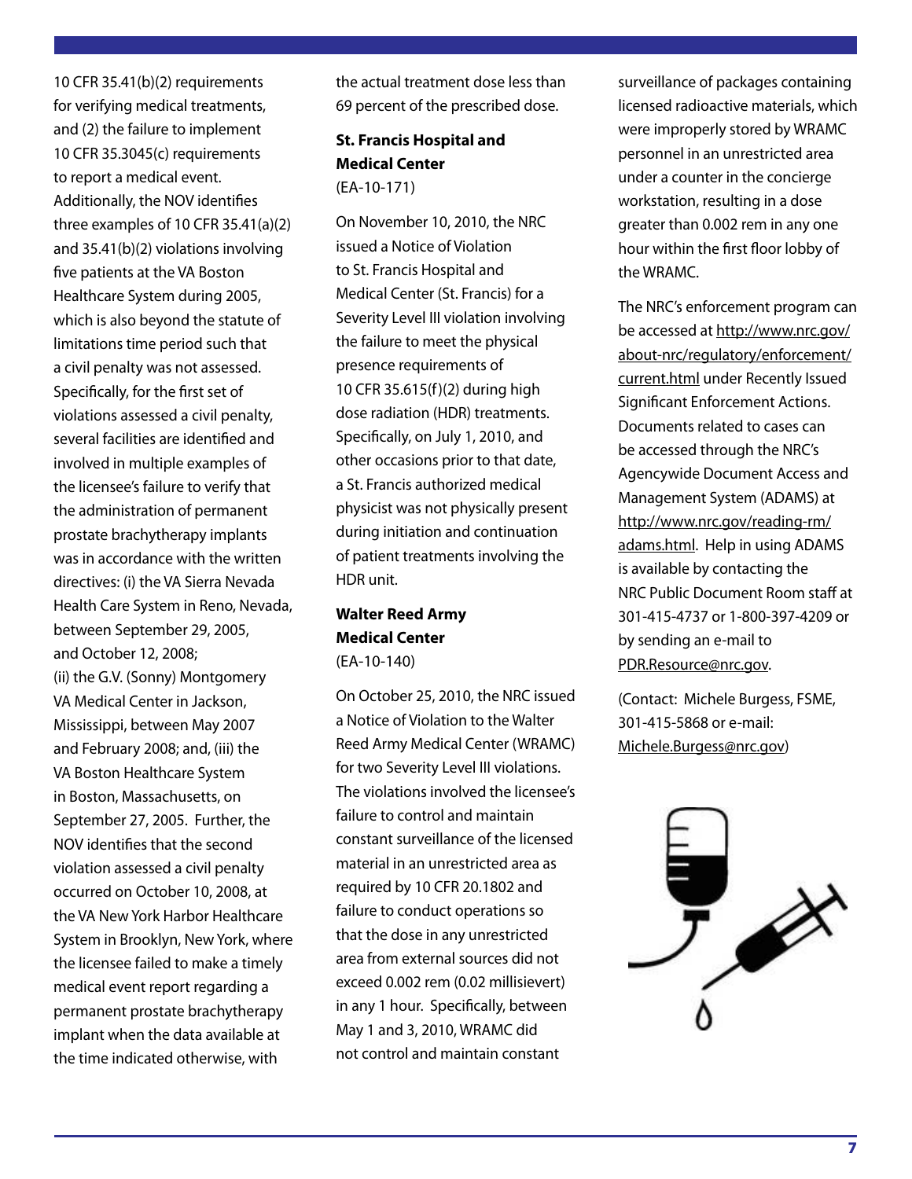10 CFR 35.41(b)(2) requirements for verifying medical treatments, and (2) the failure to implement 10 CFR 35.3045(c) requirements to report a medical event. Additionally, the NOV identifies three examples of 10 CFR 35.41(a)(2) and 35.41(b)(2) violations involving five patients at the VA Boston Healthcare System during 2005, which is also beyond the statute of limitations time period such that a civil penalty was not assessed. Specifically, for the first set of violations assessed a civil penalty, several facilities are identified and involved in multiple examples of the licensee's failure to verify that the administration of permanent prostate brachytherapy implants was in accordance with the written directives: (i) the VA Sierra Nevada Health Care System in Reno, Nevada, between September 29, 2005, and October 12, 2008; (ii) the G.V. (Sonny) Montgomery VA Medical Center in Jackson, Mississippi, between May 2007 and February 2008; and, (iii) the VA Boston Healthcare System in Boston, Massachusetts, on September 27, 2005. Further, the NOV identifies that the second violation assessed a civil penalty occurred on October 10, 2008, at the VA New York Harbor Healthcare System in Brooklyn, New York, where the licensee failed to make a timely medical event report regarding a permanent prostate brachytherapy implant when the data available at the time indicated otherwise, with the actual treatment dose less than 69 percent of the prescribed dose.

**St. Francis Hospital and Medical Center**
(EA-10-171)

On November 10, 2010, the NRC issued a Notice of Violation to St. Francis Hospital and Medical Center (St. Francis) for a Severity Level III violation involving the failure to meet the physical presence requirements of 10 CFR 35.615(f)(2) during high dose radiation (HDR) treatments. Specifically, on July 1, 2010, and other occasions prior to that date, a St. Francis authorized medical physicist was not physically present during initiation and continuation of patient treatments involving the HDR unit.

**Walter Reed Army Medical Center**
(EA-10-140)

On October 25, 2010, the NRC issued a Notice of Violation to the Walter Reed Army Medical Center (WRAMC) for two Severity Level III violations. The violations involved the licensee's failure to control and maintain constant surveillance of the licensed material in an unrestricted area as required by 10 CFR 20.1802 and failure to conduct operations so that the dose in any unrestricted area from external sources did not exceed 0.002 rem (0.02 millisievert) in any 1 hour. Specifically, between May 1 and 3, 2010, WRAMC did not control and maintain constant surveillance of packages containing licensed radioactive materials, which were improperly stored by WRAMC personnel in an unrestricted area under a counter in the concierge workstation, resulting in a dose greater than 0.002 rem in any one hour within the first floor lobby of the WRAMC.

The NRC's enforcement program can be accessed at http://www.nrc.gov/about-nrc/regulatory/enforcement/current.html under Recently Issued Significant Enforcement Actions. Documents related to cases can be accessed through the NRC's Agencywide Document Access and Management System (ADAMS) at http://www.nrc.gov/reading-rm/adams.html. Help in using ADAMS is available by contacting the NRC Public Document Room staff at 301-415-4737 or 1-800-397-4209 or by sending an e-mail to PDR.Resource@nrc.gov.

(Contact: Michele Burgess, FSME, 301-415-5868 or e-mail: Michele.Burgess@nrc.gov)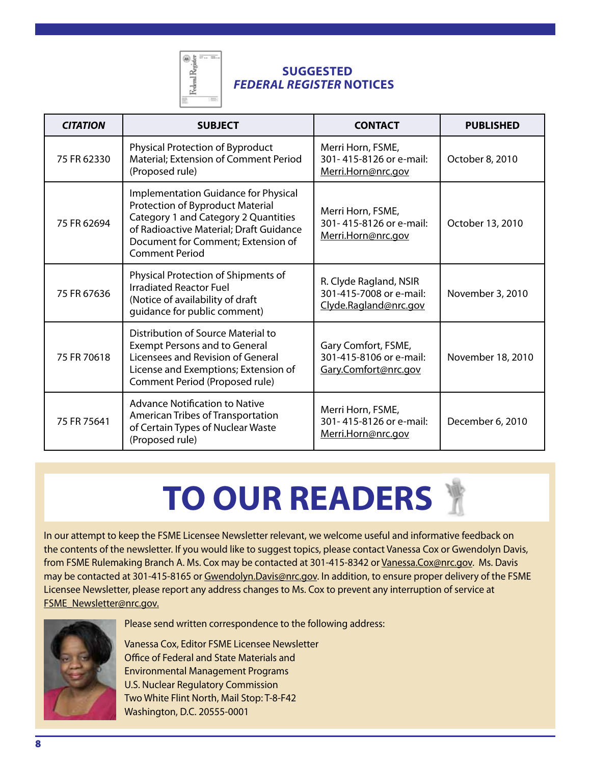## SUGGESTED *FEDERAL REGISTER* NOTICES

| *CITATION* | SUBJECT | CONTACT | PUBLISHED |
| --- | --- | --- | --- |
| 75 FR 62330 | Physical Protection of Byproduct Material; Extension of Comment Period (Proposed rule) | Merri Horn, FSME, 301- 415-8126 or e-mail: Merri.Horn@nrc.gov | October 8, 2010 |
| 75 FR 62694 | Implementation Guidance for Physical Protection of Byproduct Material Category 1 and Category 2 Quantities of Radioactive Material; Draft Guidance Document for Comment; Extension of Comment Period | Merri Horn, FSME, 301- 415-8126 or e-mail: Merri.Horn@nrc.gov | October 13, 2010 |
| 75 FR 67636 | Physical Protection of Shipments of Irradiated Reactor Fuel (Notice of availability of draft guidance for public comment) | R. Clyde Ragland, NSIR 301-415-7008 or e-mail: Clyde.Ragland@nrc.gov | November 3, 2010 |
| 75 FR 70618 | Distribution of Source Material to Exempt Persons and to General Licensees and Revision of General License and Exemptions; Extension of Comment Period (Proposed rule) | Gary Comfort, FSME, 301-415-8106 or e-mail: Gary.Comfort@nrc.gov | November 18, 2010 |
| 75 FR 75641 | Advance Notification to Native American Tribes of Transportation of Certain Types of Nuclear Waste (Proposed rule) | Merri Horn, FSME, 301- 415-8126 or e-mail: Merri.Horn@nrc.gov | December 6, 2010 |

# TO OUR READERS

In our attempt to keep the FSME Licensee Newsletter relevant, we welcome useful and informative feedback on the contents of the newsletter. If you would like to suggest topics, please contact Vanessa Cox or Gwendolyn Davis, from FSME Rulemaking Branch A. Ms. Cox may be contacted at 301-415-8342 or Vanessa.Cox@nrc.gov. Ms. Davis may be contacted at 301-415-8165 or Gwendolyn.Davis@nrc.gov. In addition, to ensure proper delivery of the FSME Licensee Newsletter, please report any address changes to Ms. Cox to prevent any interruption of service at FSME_Newsletter@nrc.gov.

Please send written correspondence to the following address:

Vanessa Cox, Editor FSME Licensee Newsletter
Office of Federal and State Materials and Environmental Management Programs
U.S. Nuclear Regulatory Commission
Two White Flint North, Mail Stop: T-8-F42
Washington, D.C. 20555-0001